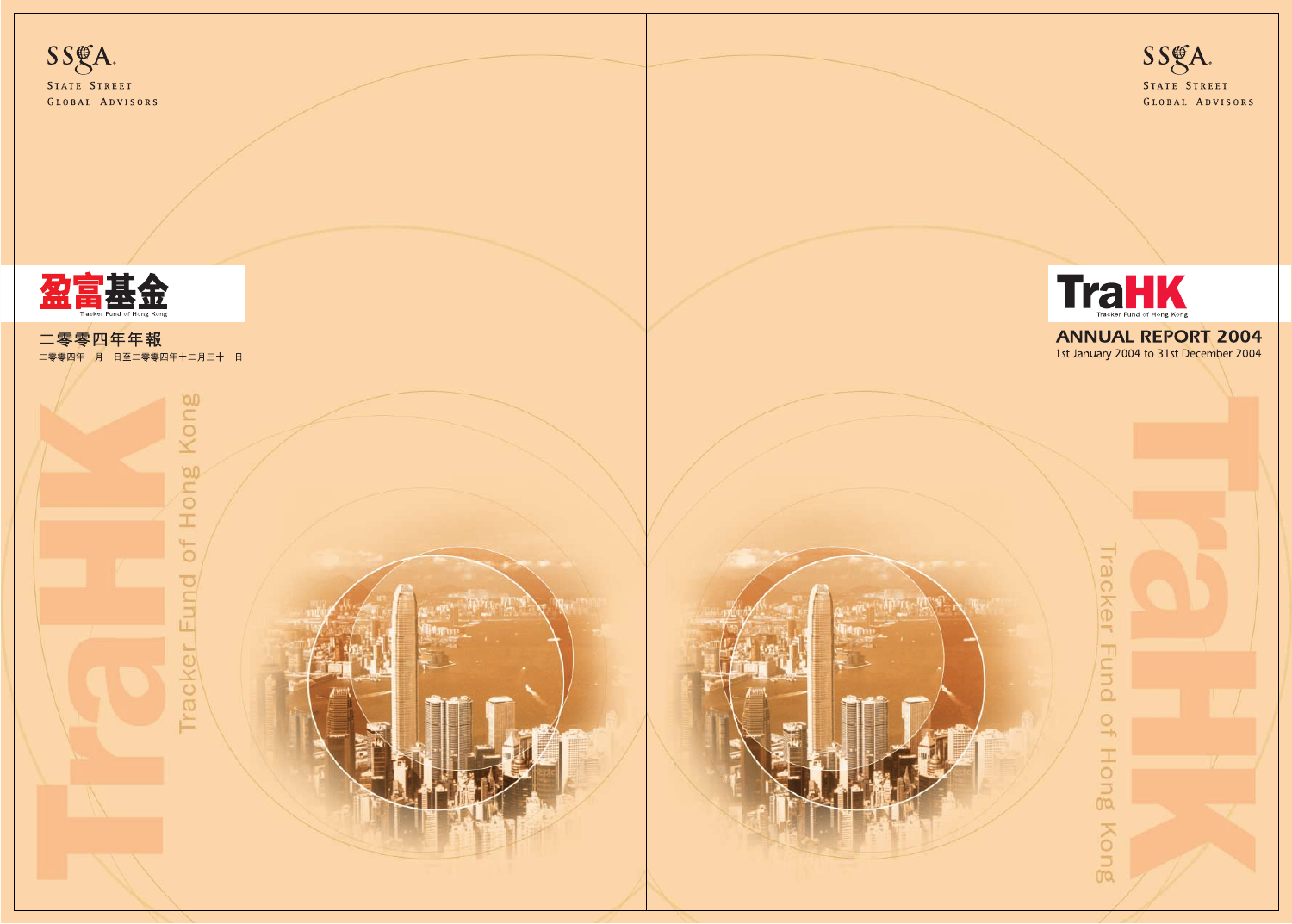SSgA.

STATE STREET
GLOBAL ADVISORS

盈富基金

Tracker Fund of Hong Kong

# 二零零四年年報

二零零四年一月一日至二零零四年十二月三十一日

TraHK

Tracker Fund of Hong Kong

SSgA.

STATE STREET
GLOBAL ADVISORS

TraHK

Tracker Fund of Hong Kong

# ANNUAL REPORT 2004

1st January 2004 to 31st December 2004

TraHK

Tracker Fund of Hong Kong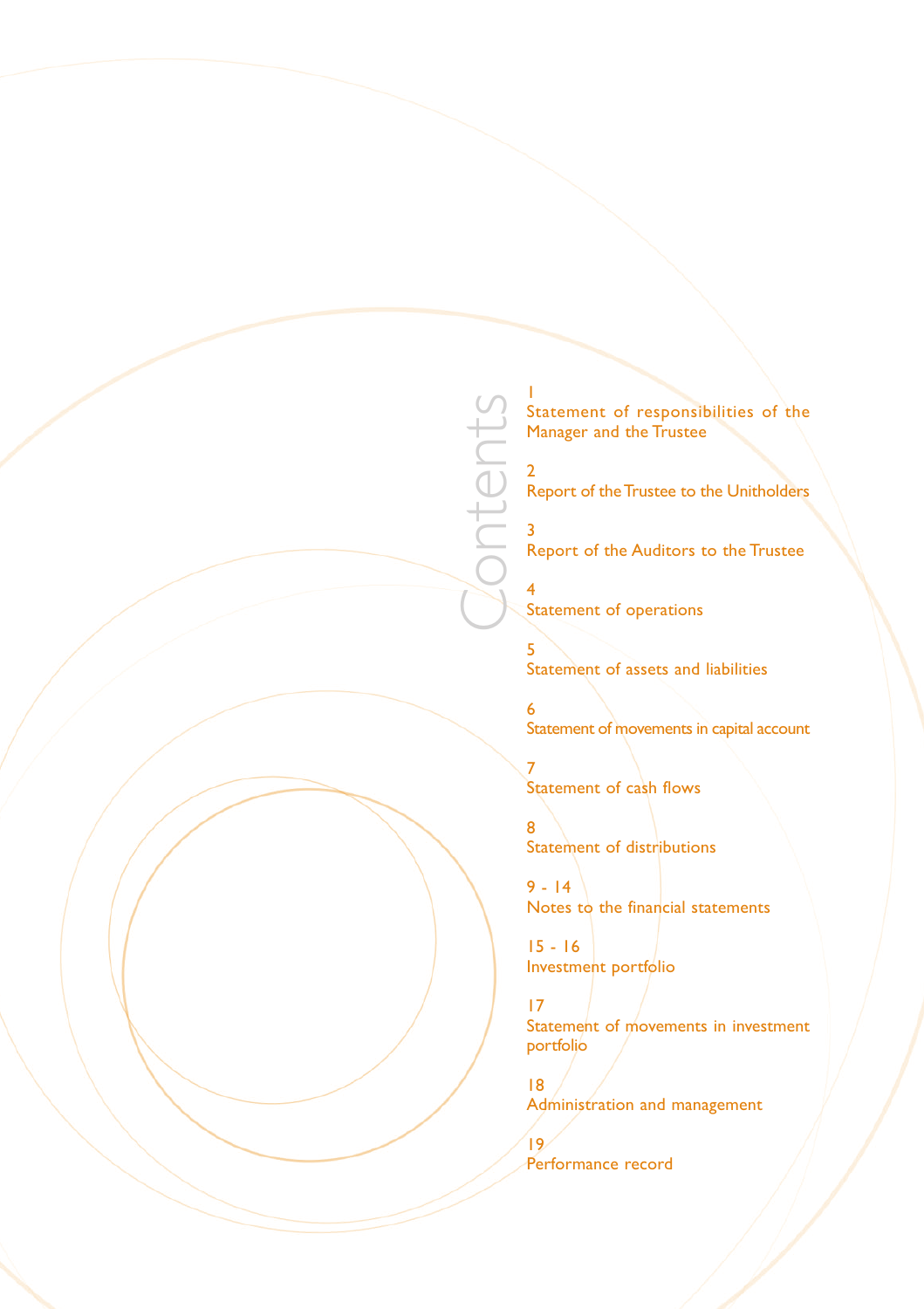# Contents

1
Statement of responsibilities of the Manager and the Trustee

2
Report of the Trustee to the Unitholders

3
Report of the Auditors to the Trustee

4
Statement of operations

5
Statement of assets and liabilities

6
Statement of movements in capital account

7
Statement of cash flows

8
Statement of distributions

9 - 14
Notes to the financial statements

15 - 16
Investment portfolio

17
Statement of movements in investment portfolio

18
Administration and management

19
Performance record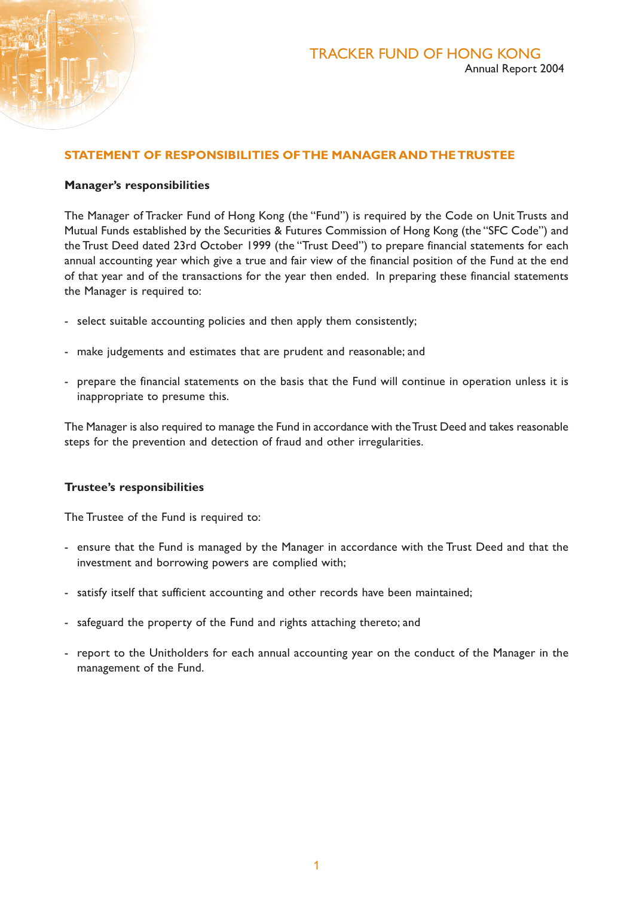## STATEMENT OF RESPONSIBILITIES OF THE MANAGER AND THE TRUSTEE

### Manager's responsibilities

The Manager of Tracker Fund of Hong Kong (the "Fund") is required by the Code on Unit Trusts and Mutual Funds established by the Securities & Futures Commission of Hong Kong (the "SFC Code") and the Trust Deed dated 23rd October 1999 (the "Trust Deed") to prepare financial statements for each annual accounting year which give a true and fair view of the financial position of the Fund at the end of that year and of the transactions for the year then ended. In preparing these financial statements the Manager is required to:

- select suitable accounting policies and then apply them consistently;
- make judgements and estimates that are prudent and reasonable; and
- prepare the financial statements on the basis that the Fund will continue in operation unless it is inappropriate to presume this.

The Manager is also required to manage the Fund in accordance with the Trust Deed and takes reasonable steps for the prevention and detection of fraud and other irregularities.

### Trustee's responsibilities

The Trustee of the Fund is required to:

- ensure that the Fund is managed by the Manager in accordance with the Trust Deed and that the investment and borrowing powers are complied with;
- satisfy itself that sufficient accounting and other records have been maintained;
- safeguard the property of the Fund and rights attaching thereto; and
- report to the Unitholders for each annual accounting year on the conduct of the Manager in the management of the Fund.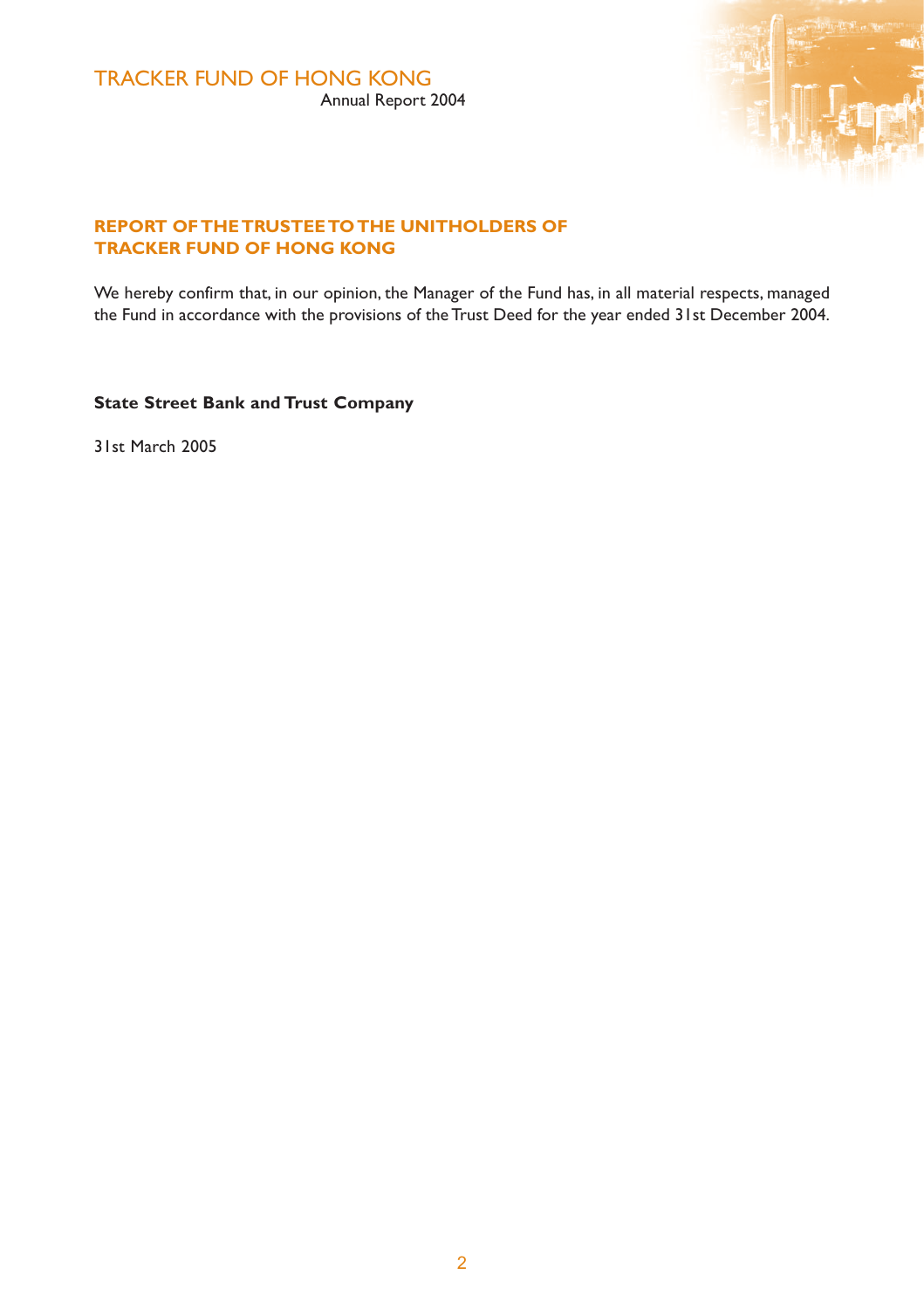## REPORT OF THE TRUSTEE TO THE UNITHOLDERS OF TRACKER FUND OF HONG KONG

We hereby confirm that, in our opinion, the Manager of the Fund has, in all material respects, managed the Fund in accordance with the provisions of the Trust Deed for the year ended 31st December 2004.

**State Street Bank and Trust Company**

31st March 2005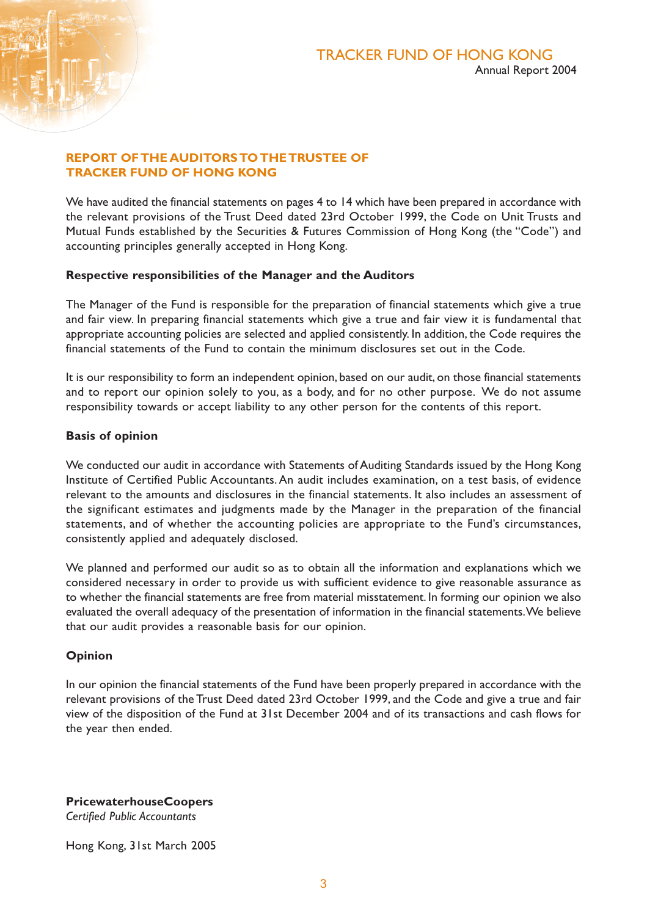## REPORT OF THE AUDITORS TO THE TRUSTEE OF TRACKER FUND OF HONG KONG

We have audited the financial statements on pages 4 to 14 which have been prepared in accordance with the relevant provisions of the Trust Deed dated 23rd October 1999, the Code on Unit Trusts and Mutual Funds established by the Securities & Futures Commission of Hong Kong (the "Code") and accounting principles generally accepted in Hong Kong.

### Respective responsibilities of the Manager and the Auditors

The Manager of the Fund is responsible for the preparation of financial statements which give a true and fair view. In preparing financial statements which give a true and fair view it is fundamental that appropriate accounting policies are selected and applied consistently. In addition, the Code requires the financial statements of the Fund to contain the minimum disclosures set out in the Code.

It is our responsibility to form an independent opinion, based on our audit, on those financial statements and to report our opinion solely to you, as a body, and for no other purpose. We do not assume responsibility towards or accept liability to any other person for the contents of this report.

### Basis of opinion

We conducted our audit in accordance with Statements of Auditing Standards issued by the Hong Kong Institute of Certified Public Accountants. An audit includes examination, on a test basis, of evidence relevant to the amounts and disclosures in the financial statements. It also includes an assessment of the significant estimates and judgments made by the Manager in the preparation of the financial statements, and of whether the accounting policies are appropriate to the Fund's circumstances, consistently applied and adequately disclosed.

We planned and performed our audit so as to obtain all the information and explanations which we considered necessary in order to provide us with sufficient evidence to give reasonable assurance as to whether the financial statements are free from material misstatement. In forming our opinion we also evaluated the overall adequacy of the presentation of information in the financial statements. We believe that our audit provides a reasonable basis for our opinion.

### Opinion

In our opinion the financial statements of the Fund have been properly prepared in accordance with the relevant provisions of the Trust Deed dated 23rd October 1999, and the Code and give a true and fair view of the disposition of the Fund at 31st December 2004 and of its transactions and cash flows for the year then ended.

**PricewaterhouseCoopers**
*Certified Public Accountants*

Hong Kong, 31st March 2005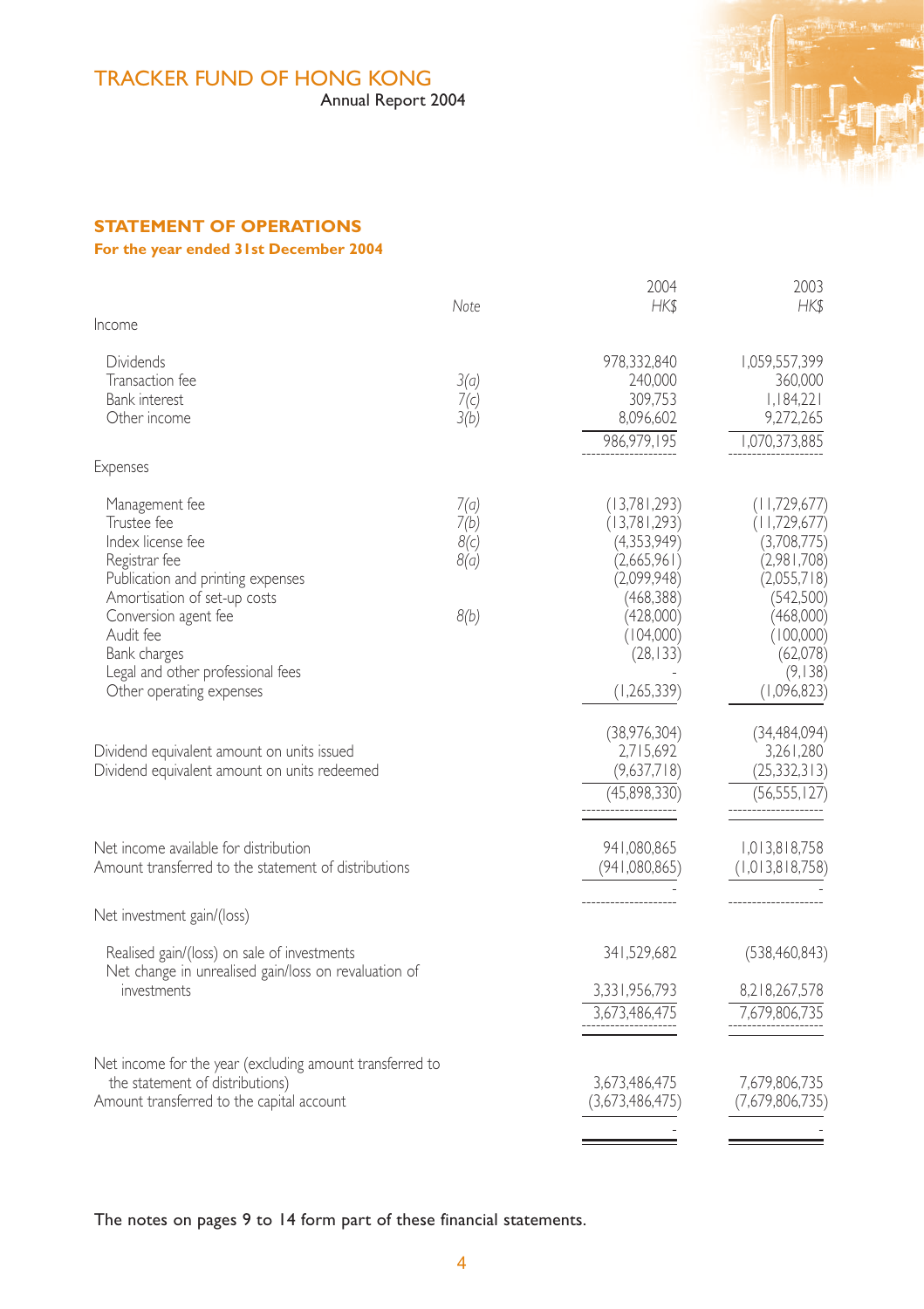## STATEMENT OF OPERATIONS

**For the year ended 31st December 2004**

| | Note | 2004 HK$ | 2003 HK$ |
|---|---|---|---|
| **Income** | | | |
| Dividends | | 978,332,840 | 1,059,557,399 |
| Transaction fee | 3(a) | 240,000 | 360,000 |
| Bank interest | 7(c) | 309,753 | 1,184,221 |
| Other income | 3(b) | 8,096,602 | 9,272,265 |
| | | 986,979,195 | 1,070,373,885 |
| **Expenses** | | | |
| Management fee | 7(a) | (13,781,293) | (11,729,677) |
| Trustee fee | 7(b) | (13,781,293) | (11,729,677) |
| Index license fee | 8(c) | (4,353,949) | (3,708,775) |
| Registrar fee | 8(a) | (2,665,961) | (2,981,708) |
| Publication and printing expenses | | (2,099,948) | (2,055,718) |
| Amortisation of set-up costs | | (468,388) | (542,500) |
| Conversion agent fee | 8(b) | (428,000) | (468,000) |
| Audit fee | | (104,000) | (100,000) |
| Bank charges | | (28,133) | (62,078) |
| Legal and other professional fees | | - | (9,138) |
| Other operating expenses | | (1,265,339) | (1,096,823) |
| | | (38,976,304) | (34,484,094) |
| Dividend equivalent amount on units issued | | 2,715,692 | 3,261,280 |
| Dividend equivalent amount on units redeemed | | (9,637,718) | (25,332,313) |
| | | (45,898,330) | (56,555,127) |
| Net income available for distribution | | 941,080,865 | 1,013,818,758 |
| Amount transferred to the statement of distributions | | (941,080,865) | (1,013,818,758) |
| | | - | - |
| **Net investment gain/(loss)** | | | |
| Realised gain/(loss) on sale of investments | | 341,529,682 | (538,460,843) |
| Net change in unrealised gain/loss on revaluation of investments | | 3,331,956,793 | 8,218,267,578 |
| | | 3,673,486,475 | 7,679,806,735 |
| Net income for the year (excluding amount transferred to the statement of distributions) | | 3,673,486,475 | 7,679,806,735 |
| Amount transferred to the capital account | | (3,673,486,475) | (7,679,806,735) |
| | | - | - |

The notes on pages 9 to 14 form part of these financial statements.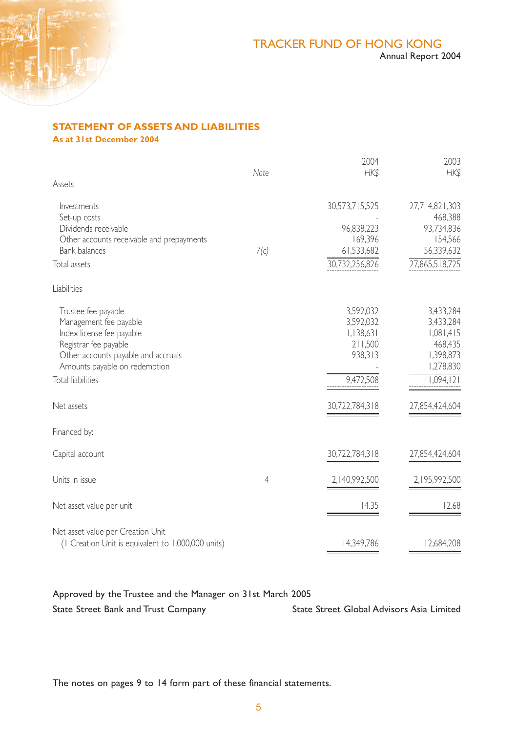## STATEMENT OF ASSETS AND LIABILITIES

**As at 31st December 2004**

| | Note | 2004 HK$ | 2003 HK$ |
|---|---|---|---|
| **Assets** | | | |
| Investments | | 30,573,715,525 | 27,714,821,303 |
| Set-up costs | | - | 468,388 |
| Dividends receivable | | 96,838,223 | 93,734,836 |
| Other accounts receivable and prepayments | | 169,396 | 154,566 |
| Bank balances | 7(c) | 61,533,682 | 56,339,632 |
| Total assets | | 30,732,256,826 | 27,865,518,725 |
| **Liabilities** | | | |
| Trustee fee payable | | 3,592,032 | 3,433,284 |
| Management fee payable | | 3,592,032 | 3,433,284 |
| Index license fee payable | | 1,138,631 | 1,081,415 |
| Registrar fee payable | | 211,500 | 468,435 |
| Other accounts payable and accruals | | 938,313 | 1,398,873 |
| Amounts payable on redemption | | - | 1,278,830 |
| Total liabilities | | 9,472,508 | 11,094,121 |
| Net assets | | 30,722,784,318 | 27,854,424,604 |
| Financed by: | | | |
| Capital account | | 30,722,784,318 | 27,854,424,604 |
| Units in issue | 4 | 2,140,992,500 | 2,195,992,500 |
| Net asset value per unit | | 14.35 | 12.68 |
| Net asset value per Creation Unit (1 Creation Unit is equivalent to 1,000,000 units) | | 14,349,786 | 12,684,208 |

Approved by the Trustee and the Manager on 31st March 2005

State Street Bank and Trust Company

State Street Global Advisors Asia Limited

The notes on pages 9 to 14 form part of these financial statements.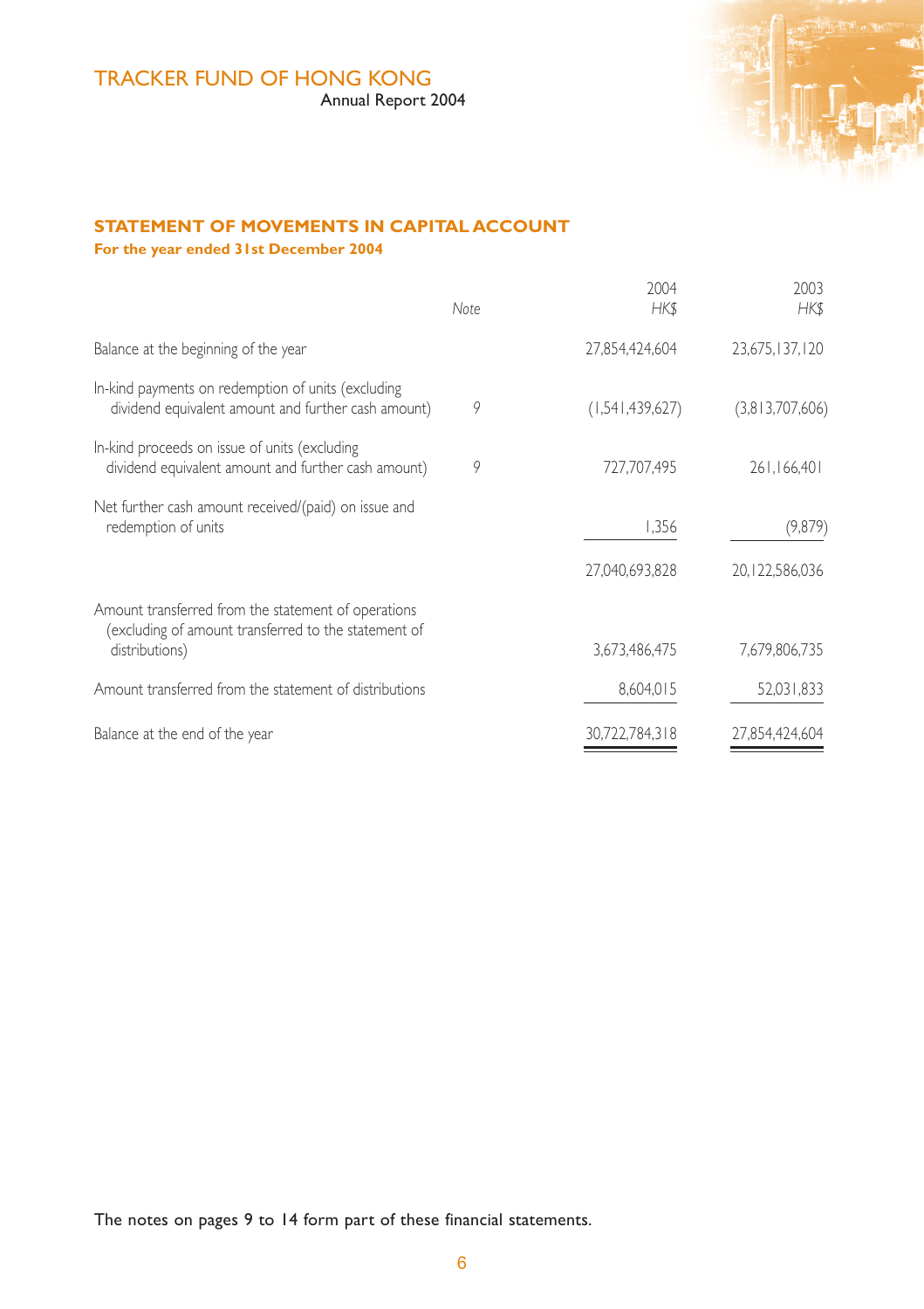## STATEMENT OF MOVEMENTS IN CAPITAL ACCOUNT

**For the year ended 31st December 2004**

| | Note | 2004 HK$ | 2003 HK$ |
|---|---|---|---|
| Balance at the beginning of the year | | 27,854,424,604 | 23,675,137,120 |
| In-kind payments on redemption of units (excluding dividend equivalent amount and further cash amount) | 9 | (1,541,439,627) | (3,813,707,606) |
| In-kind proceeds on issue of units (excluding dividend equivalent amount and further cash amount) | 9 | 727,707,495 | 261,166,401 |
| Net further cash amount received/(paid) on issue and redemption of units | | 1,356 | (9,879) |
| | | 27,040,693,828 | 20,122,586,036 |
| Amount transferred from the statement of operations (excluding of amount transferred to the statement of distributions) | | 3,673,486,475 | 7,679,806,735 |
| Amount transferred from the statement of distributions | | 8,604,015 | 52,031,833 |
| Balance at the end of the year | | 30,722,784,318 | 27,854,424,604 |

The notes on pages 9 to 14 form part of these financial statements.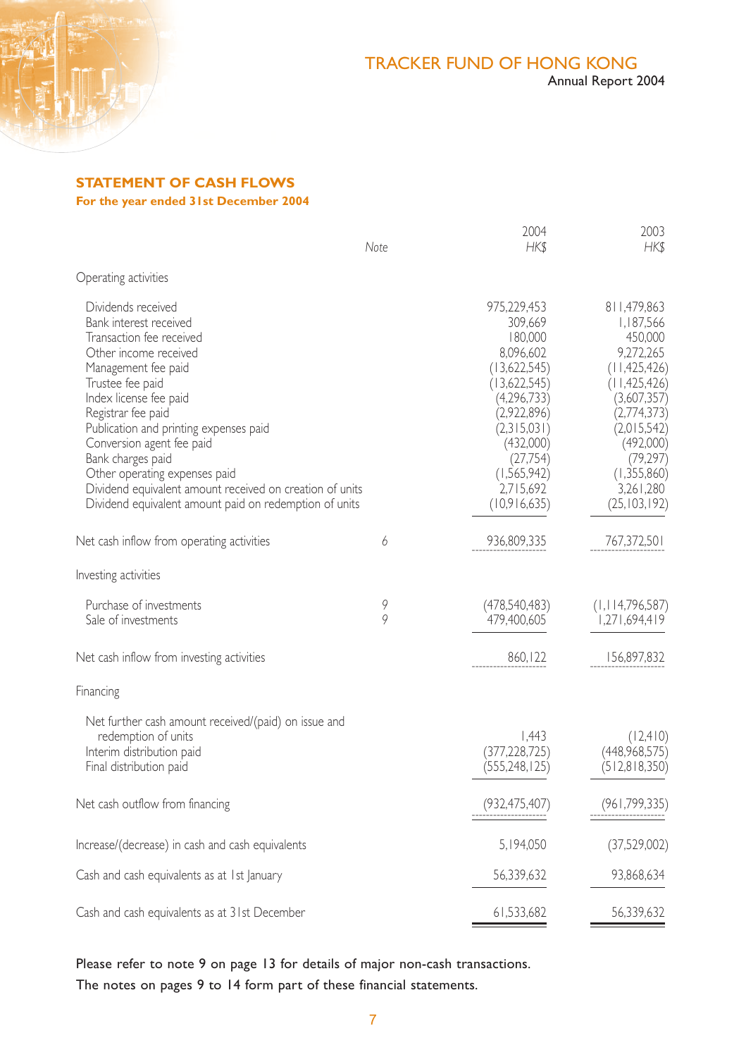## STATEMENT OF CASH FLOWS

**For the year ended 31st December 2004**

| | Note | 2004 HK$ | 2003 HK$ |
|---|---|---|---|
| **Operating activities** | | | |
| Dividends received | | 975,229,453 | 811,479,863 |
| Bank interest received | | 309,669 | 1,187,566 |
| Transaction fee received | | 180,000 | 450,000 |
| Other income received | | 8,096,602 | 9,272,265 |
| Management fee paid | | (13,622,545) | (11,425,426) |
| Trustee fee paid | | (13,622,545) | (11,425,426) |
| Index license fee paid | | (4,296,733) | (3,607,357) |
| Registrar fee paid | | (2,922,896) | (2,774,373) |
| Publication and printing expenses paid | | (2,315,031) | (2,015,542) |
| Conversion agent fee paid | | (432,000) | (492,000) |
| Bank charges paid | | (27,754) | (79,297) |
| Other operating expenses paid | | (1,565,942) | (1,355,860) |
| Dividend equivalent amount received on creation of units | | 2,715,692 | 3,261,280 |
| Dividend equivalent amount paid on redemption of units | | (10,916,635) | (25,103,192) |
| Net cash inflow from operating activities | 6 | 936,809,335 | 767,372,501 |
| **Investing activities** | | | |
| Purchase of investments | 9 | (478,540,483) | (1,114,796,587) |
| Sale of investments | 9 | 479,400,605 | 1,271,694,419 |
| Net cash inflow from investing activities | | 860,122 | 156,897,832 |
| **Financing** | | | |
| Net further cash amount received/(paid) on issue and redemption of units | | 1,443 | (12,410) |
| Interim distribution paid | | (377,228,725) | (448,968,575) |
| Final distribution paid | | (555,248,125) | (512,818,350) |
| Net cash outflow from financing | | (932,475,407) | (961,799,335) |
| Increase/(decrease) in cash and cash equivalents | | 5,194,050 | (37,529,002) |
| Cash and cash equivalents as at 1st January | | 56,339,632 | 93,868,634 |
| Cash and cash equivalents as at 31st December | | 61,533,682 | 56,339,632 |

Please refer to note 9 on page 13 for details of major non-cash transactions.

The notes on pages 9 to 14 form part of these financial statements.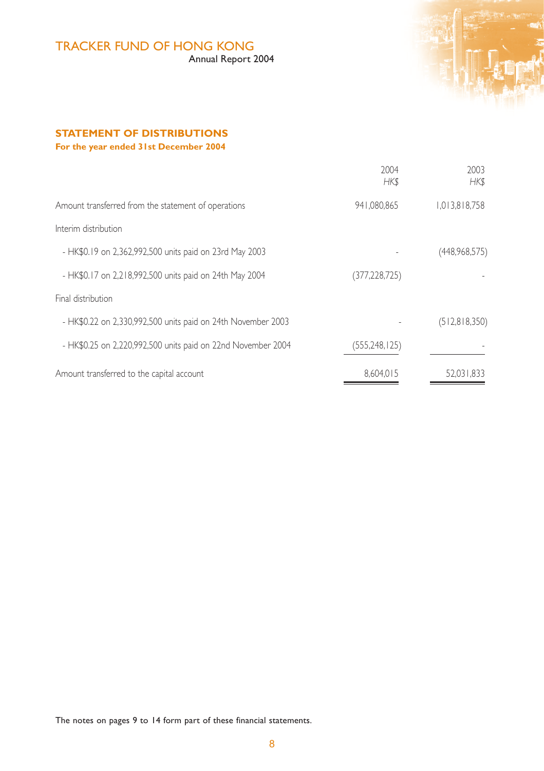## STATEMENT OF DISTRIBUTIONS

**For the year ended 31st December 2004**

| | 2004<br>*HK$* | 2003<br>*HK$* |
|---|---|---|
| Amount transferred from the statement of operations | 941,080,865 | 1,013,818,758 |
| Interim distribution | | |
| - HK$0.19 on 2,362,992,500 units paid on 23rd May 2003 | - | (448,968,575) |
| - HK$0.17 on 2,218,992,500 units paid on 24th May 2004 | (377,228,725) | - |
| Final distribution | | |
| - HK$0.22 on 2,330,992,500 units paid on 24th November 2003 | - | (512,818,350) |
| - HK$0.25 on 2,220,992,500 units paid on 22nd November 2004 | (555,248,125) | - |
| Amount transferred to the capital account | 8,604,015 | 52,031,833 |

The notes on pages 9 to 14 form part of these financial statements.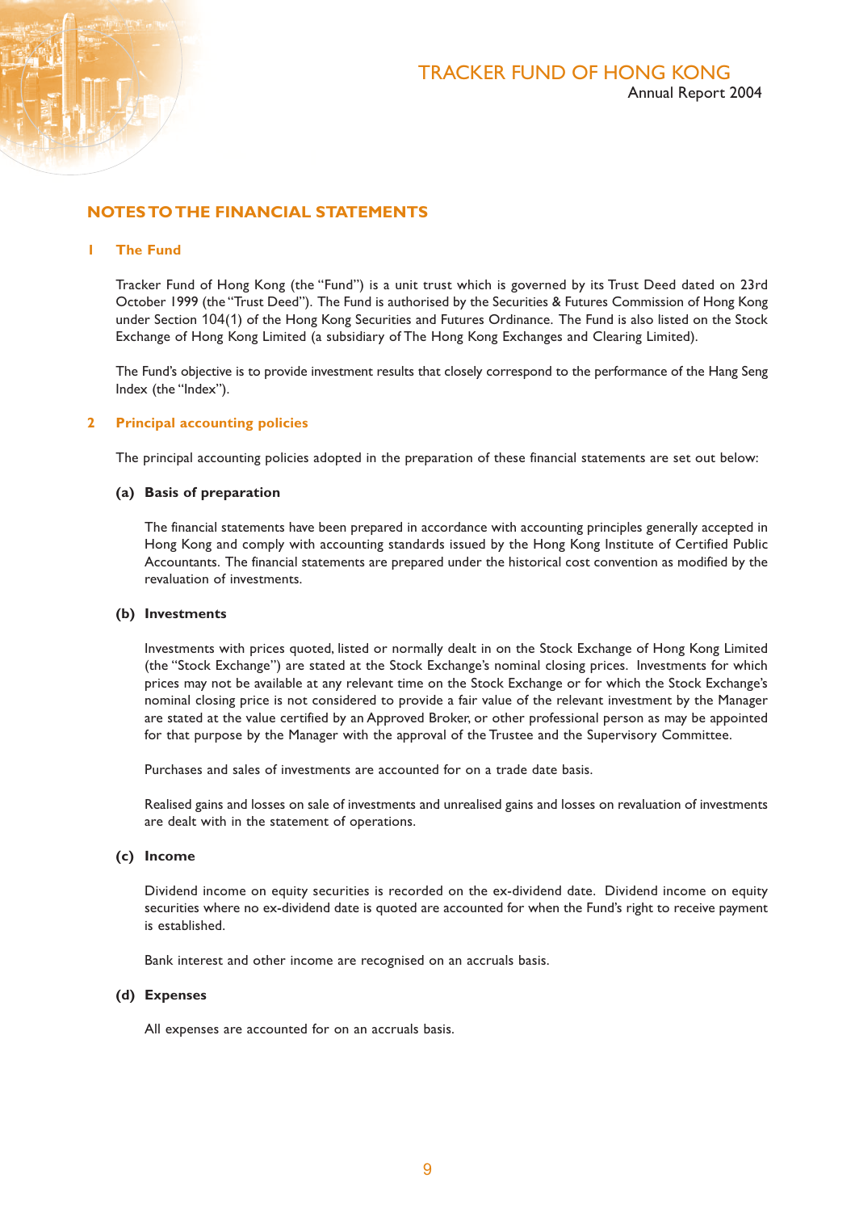## NOTES TO THE FINANCIAL STATEMENTS

### 1 The Fund

Tracker Fund of Hong Kong (the "Fund") is a unit trust which is governed by its Trust Deed dated on 23rd October 1999 (the "Trust Deed"). The Fund is authorised by the Securities & Futures Commission of Hong Kong under Section 104(1) of the Hong Kong Securities and Futures Ordinance. The Fund is also listed on the Stock Exchange of Hong Kong Limited (a subsidiary of The Hong Kong Exchanges and Clearing Limited).

The Fund's objective is to provide investment results that closely correspond to the performance of the Hang Seng Index (the "Index").

### 2 Principal accounting policies

The principal accounting policies adopted in the preparation of these financial statements are set out below:

#### (a) Basis of preparation

The financial statements have been prepared in accordance with accounting principles generally accepted in Hong Kong and comply with accounting standards issued by the Hong Kong Institute of Certified Public Accountants. The financial statements are prepared under the historical cost convention as modified by the revaluation of investments.

#### (b) Investments

Investments with prices quoted, listed or normally dealt in on the Stock Exchange of Hong Kong Limited (the "Stock Exchange") are stated at the Stock Exchange's nominal closing prices. Investments for which prices may not be available at any relevant time on the Stock Exchange or for which the Stock Exchange's nominal closing price is not considered to provide a fair value of the relevant investment by the Manager are stated at the value certified by an Approved Broker, or other professional person as may be appointed for that purpose by the Manager with the approval of the Trustee and the Supervisory Committee.

Purchases and sales of investments are accounted for on a trade date basis.

Realised gains and losses on sale of investments and unrealised gains and losses on revaluation of investments are dealt with in the statement of operations.

#### (c) Income

Dividend income on equity securities is recorded on the ex-dividend date. Dividend income on equity securities where no ex-dividend date is quoted are accounted for when the Fund's right to receive payment is established.

Bank interest and other income are recognised on an accruals basis.

#### (d) Expenses

All expenses are accounted for on an accruals basis.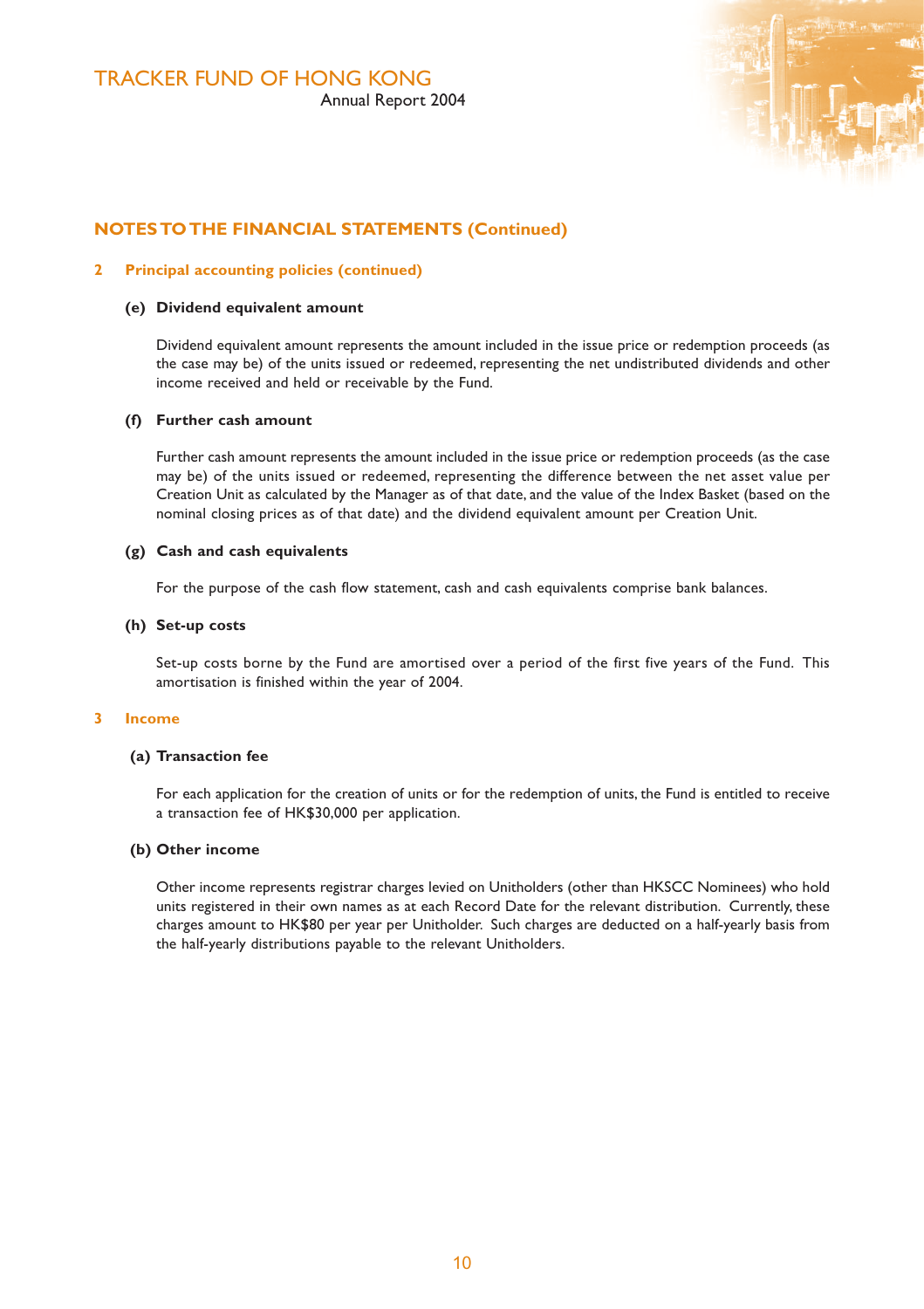## NOTES TO THE FINANCIAL STATEMENTS (Continued)

### 2 Principal accounting policies (continued)

#### (e) Dividend equivalent amount

Dividend equivalent amount represents the amount included in the issue price or redemption proceeds (as the case may be) of the units issued or redeemed, representing the net undistributed dividends and other income received and held or receivable by the Fund.

#### (f) Further cash amount

Further cash amount represents the amount included in the issue price or redemption proceeds (as the case may be) of the units issued or redeemed, representing the difference between the net asset value per Creation Unit as calculated by the Manager as of that date, and the value of the Index Basket (based on the nominal closing prices as of that date) and the dividend equivalent amount per Creation Unit.

#### (g) Cash and cash equivalents

For the purpose of the cash flow statement, cash and cash equivalents comprise bank balances.

#### (h) Set-up costs

Set-up costs borne by the Fund are amortised over a period of the first five years of the Fund. This amortisation is finished within the year of 2004.

### 3 Income

#### (a) Transaction fee

For each application for the creation of units or for the redemption of units, the Fund is entitled to receive a transaction fee of HK$30,000 per application.

#### (b) Other income

Other income represents registrar charges levied on Unitholders (other than HKSCC Nominees) who hold units registered in their own names as at each Record Date for the relevant distribution. Currently, these charges amount to HK$80 per year per Unitholder. Such charges are deducted on a half-yearly basis from the half-yearly distributions payable to the relevant Unitholders.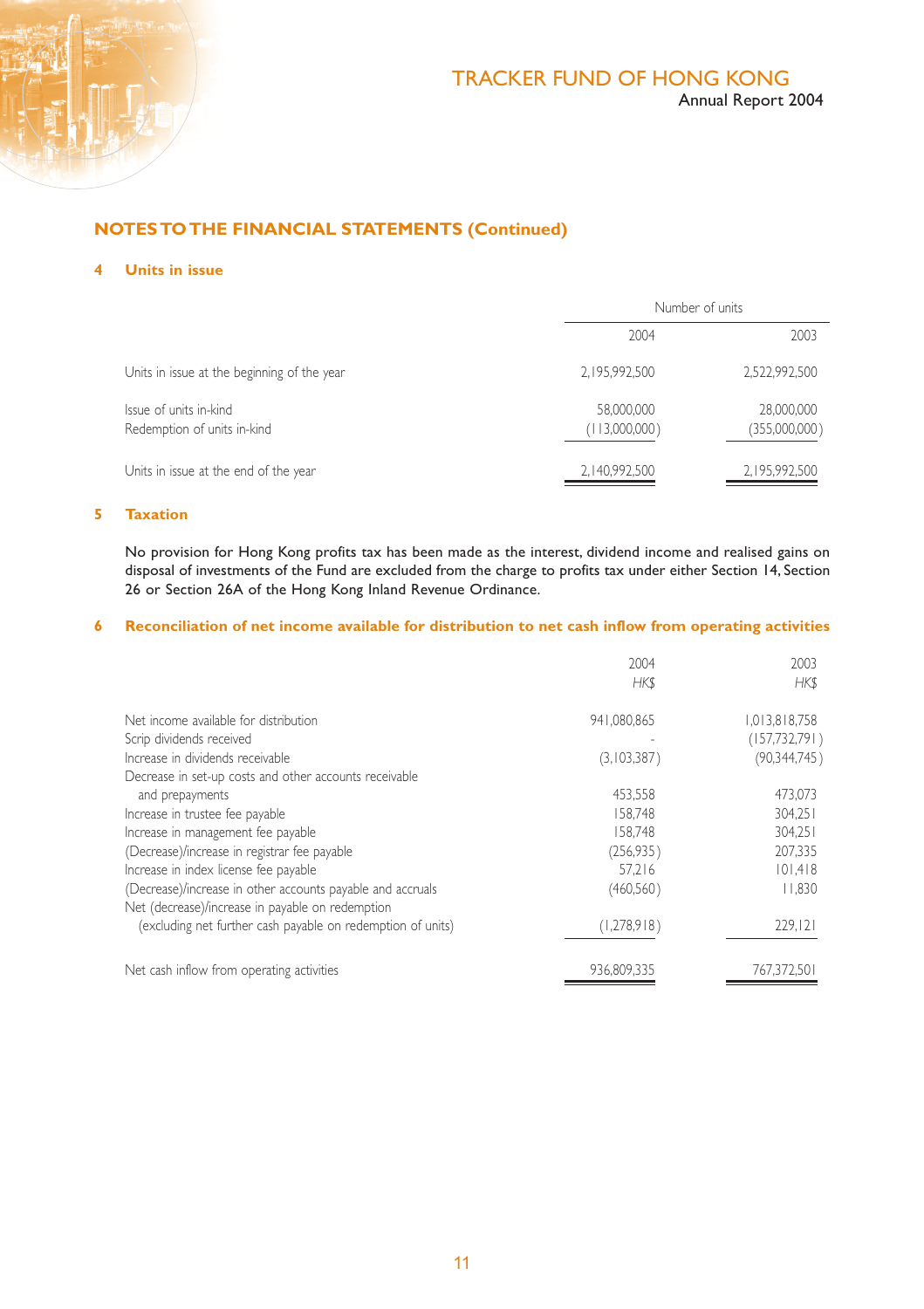## NOTES TO THE FINANCIAL STATEMENTS (Continued)

### 4 Units in issue

| | Number of units | |
|---|---|---|
| | 2004 | 2003 |
| Units in issue at the beginning of the year | 2,195,992,500 | 2,522,992,500 |
| Issue of units in-kind | 58,000,000 | 28,000,000 |
| Redemption of units in-kind | (113,000,000) | (355,000,000) |
| Units in issue at the end of the year | 2,140,992,500 | 2,195,992,500 |

### 5 Taxation

No provision for Hong Kong profits tax has been made as the interest, dividend income and realised gains on disposal of investments of the Fund are excluded from the charge to profits tax under either Section 14, Section 26 or Section 26A of the Hong Kong Inland Revenue Ordinance.

### 6 Reconciliation of net income available for distribution to net cash inflow from operating activities

| | 2004<br>*HK$* | 2003<br>*HK$* |
|---|---|---|
| Net income available for distribution | 941,080,865 | 1,013,818,758 |
| Scrip dividends received | - | (157,732,791) |
| Increase in dividends receivable | (3,103,387) | (90,344,745) |
| Decrease in set-up costs and other accounts receivable and prepayments | 453,558 | 473,073 |
| Increase in trustee fee payable | 158,748 | 304,251 |
| Increase in management fee payable | 158,748 | 304,251 |
| (Decrease)/increase in registrar fee payable | (256,935) | 207,335 |
| Increase in index license fee payable | 57,216 | 101,418 |
| (Decrease)/increase in other accounts payable and accruals | (460,560) | 11,830 |
| Net (decrease)/increase in payable on redemption (excluding net further cash payable on redemption of units) | (1,278,918) | 229,121 |
| Net cash inflow from operating activities | 936,809,335 | 767,372,501 |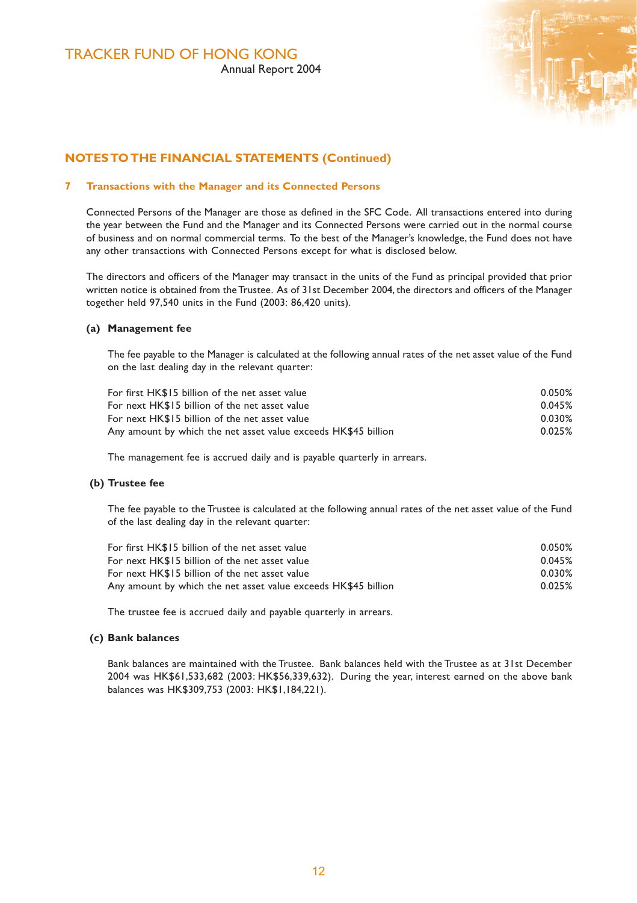## NOTES TO THE FINANCIAL STATEMENTS (Continued)

### 7 Transactions with the Manager and its Connected Persons

Connected Persons of the Manager are those as defined in the SFC Code. All transactions entered into during the year between the Fund and the Manager and its Connected Persons were carried out in the normal course of business and on normal commercial terms. To the best of the Manager's knowledge, the Fund does not have any other transactions with Connected Persons except for what is disclosed below.

The directors and officers of the Manager may transact in the units of the Fund as principal provided that prior written notice is obtained from the Trustee. As of 31st December 2004, the directors and officers of the Manager together held 97,540 units in the Fund (2003: 86,420 units).

#### (a) Management fee

The fee payable to the Manager is calculated at the following annual rates of the net asset value of the Fund on the last dealing day in the relevant quarter:

| | |
|---|---|
| For first HK$15 billion of the net asset value | 0.050% |
| For next HK$15 billion of the net asset value | 0.045% |
| For next HK$15 billion of the net asset value | 0.030% |
| Any amount by which the net asset value exceeds HK$45 billion | 0.025% |

The management fee is accrued daily and is payable quarterly in arrears.

#### (b) Trustee fee

The fee payable to the Trustee is calculated at the following annual rates of the net asset value of the Fund of the last dealing day in the relevant quarter:

| | |
|---|---|
| For first HK$15 billion of the net asset value | 0.050% |
| For next HK$15 billion of the net asset value | 0.045% |
| For next HK$15 billion of the net asset value | 0.030% |
| Any amount by which the net asset value exceeds HK$45 billion | 0.025% |

The trustee fee is accrued daily and payable quarterly in arrears.

#### (c) Bank balances

Bank balances are maintained with the Trustee. Bank balances held with the Trustee as at 31st December 2004 was HK$61,533,682 (2003: HK$56,339,632). During the year, interest earned on the above bank balances was HK$309,753 (2003: HK$1,184,221).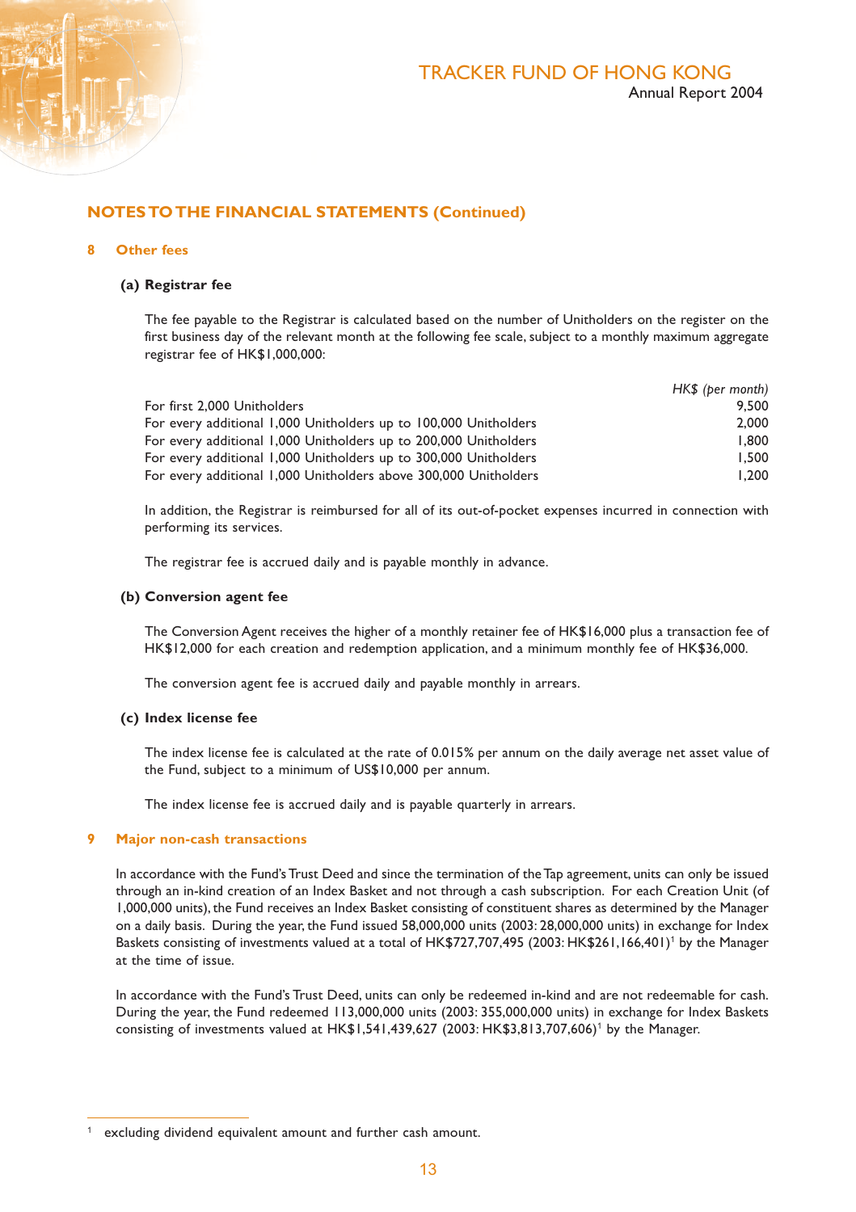## NOTES TO THE FINANCIAL STATEMENTS (Continued)

### 8 Other fees

#### (a) Registrar fee

The fee payable to the Registrar is calculated based on the number of Unitholders on the register on the first business day of the relevant month at the following fee scale, subject to a monthly maximum aggregate registrar fee of HK$1,000,000:

| | *HK$ (per month)* |
|---|---|
| For first 2,000 Unitholders | 9,500 |
| For every additional 1,000 Unitholders up to 100,000 Unitholders | 2,000 |
| For every additional 1,000 Unitholders up to 200,000 Unitholders | 1,800 |
| For every additional 1,000 Unitholders up to 300,000 Unitholders | 1,500 |
| For every additional 1,000 Unitholders above 300,000 Unitholders | 1,200 |

In addition, the Registrar is reimbursed for all of its out-of-pocket expenses incurred in connection with performing its services.

The registrar fee is accrued daily and is payable monthly in advance.

#### (b) Conversion agent fee

The Conversion Agent receives the higher of a monthly retainer fee of HK$16,000 plus a transaction fee of HK$12,000 for each creation and redemption application, and a minimum monthly fee of HK$36,000.

The conversion agent fee is accrued daily and payable monthly in arrears.

#### (c) Index license fee

The index license fee is calculated at the rate of 0.015% per annum on the daily average net asset value of the Fund, subject to a minimum of US$10,000 per annum.

The index license fee is accrued daily and is payable quarterly in arrears.

### 9 Major non-cash transactions

In accordance with the Fund's Trust Deed and since the termination of the Tap agreement, units can only be issued through an in-kind creation of an Index Basket and not through a cash subscription. For each Creation Unit (of 1,000,000 units), the Fund receives an Index Basket consisting of constituent shares as determined by the Manager on a daily basis. During the year, the Fund issued 58,000,000 units (2003: 28,000,000 units) in exchange for Index Baskets consisting of investments valued at a total of HK$727,707,495 (2003: HK$261,166,401)[1] by the Manager at the time of issue.

In accordance with the Fund's Trust Deed, units can only be redeemed in-kind and are not redeemable for cash. During the year, the Fund redeemed 113,000,000 units (2003: 355,000,000 units) in exchange for Index Baskets consisting of investments valued at HK$1,541,439,627 (2003: HK$3,813,707,606)[1] by the Manager.

---

[1] excluding dividend equivalent amount and further cash amount.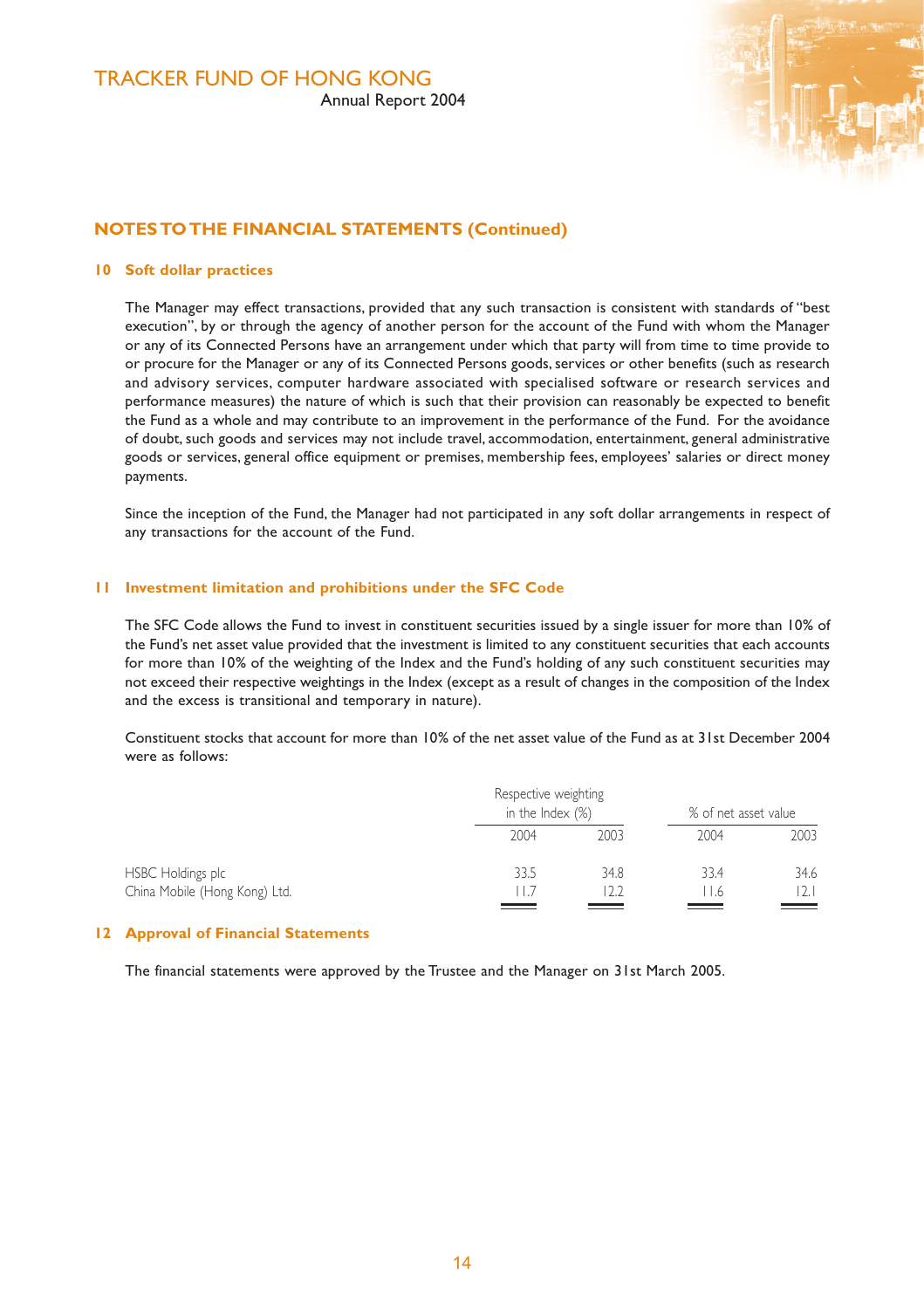## NOTES TO THE FINANCIAL STATEMENTS (Continued)

### 10 Soft dollar practices

The Manager may effect transactions, provided that any such transaction is consistent with standards of "best execution", by or through the agency of another person for the account of the Fund with whom the Manager or any of its Connected Persons have an arrangement under which that party will from time to time provide to or procure for the Manager or any of its Connected Persons goods, services or other benefits (such as research and advisory services, computer hardware associated with specialised software or research services and performance measures) the nature of which is such that their provision can reasonably be expected to benefit the Fund as a whole and may contribute to an improvement in the performance of the Fund. For the avoidance of doubt, such goods and services may not include travel, accommodation, entertainment, general administrative goods or services, general office equipment or premises, membership fees, employees' salaries or direct money payments.

Since the inception of the Fund, the Manager had not participated in any soft dollar arrangements in respect of any transactions for the account of the Fund.

### 11 Investment limitation and prohibitions under the SFC Code

The SFC Code allows the Fund to invest in constituent securities issued by a single issuer for more than 10% of the Fund's net asset value provided that the investment is limited to any constituent securities that each accounts for more than 10% of the weighting of the Index and the Fund's holding of any such constituent securities may not exceed their respective weightings in the Index (except as a result of changes in the composition of the Index and the excess is transitional and temporary in nature).

Constituent stocks that account for more than 10% of the net asset value of the Fund as at 31st December 2004 were as follows:

| | Respective weighting in the Index (%) | | % of net asset value | |
|---|---|---|---|---|
| | 2004 | 2003 | 2004 | 2003 |
| HSBC Holdings plc | 33.5 | 34.8 | 33.4 | 34.6 |
| China Mobile (Hong Kong) Ltd. | 11.7 | 12.2 | 11.6 | 12.1 |

### 12 Approval of Financial Statements

The financial statements were approved by the Trustee and the Manager on 31st March 2005.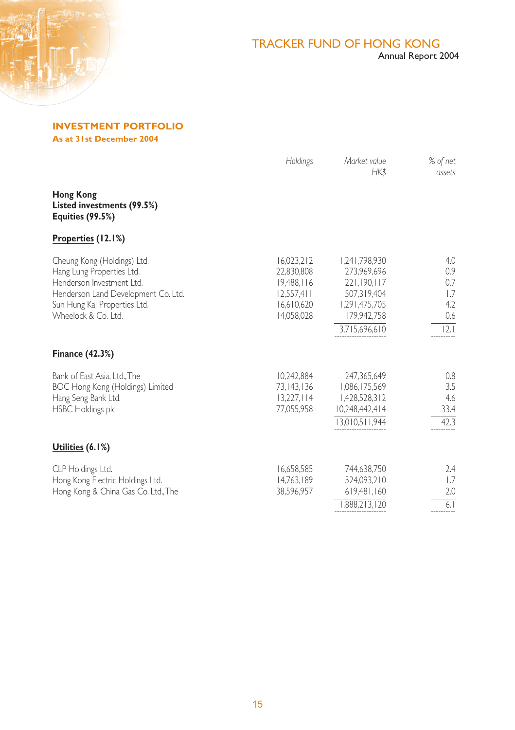## INVESTMENT PORTFOLIO

**As at 31st December 2004**

| | Holdings | Market value HK$ | % of net assets |
|---|---|---|---|
| **Hong Kong** | | | |
| **Listed investments (99.5%)** | | | |
| **Equities (99.5%)** | | | |
| **Properties (12.1%)** | | | |
| Cheung Kong (Holdings) Ltd. | 16,023,212 | 1,241,798,930 | 4.0 |
| Hang Lung Properties Ltd. | 22,830,808 | 273,969,696 | 0.9 |
| Henderson Investment Ltd. | 19,488,116 | 221,190,117 | 0.7 |
| Henderson Land Development Co. Ltd. | 12,557,411 | 507,319,404 | 1.7 |
| Sun Hung Kai Properties Ltd. | 16,610,620 | 1,291,475,705 | 4.2 |
| Wheelock & Co. Ltd. | 14,058,028 | 179,942,758 | 0.6 |
| | | 3,715,696,610 | 12.1 |
| **Finance (42.3%)** | | | |
| Bank of East Asia, Ltd., The | 10,242,884 | 247,365,649 | 0.8 |
| BOC Hong Kong (Holdings) Limited | 73,143,136 | 1,086,175,569 | 3.5 |
| Hang Seng Bank Ltd. | 13,227,114 | 1,428,528,312 | 4.6 |
| HSBC Holdings plc | 77,055,958 | 10,248,442,414 | 33.4 |
| | | 13,010,511,944 | 42.3 |
| **Utilities (6.1%)** | | | |
| CLP Holdings Ltd. | 16,658,585 | 744,638,750 | 2.4 |
| Hong Kong Electric Holdings Ltd. | 14,763,189 | 524,093,210 | 1.7 |
| Hong Kong & China Gas Co. Ltd., The | 38,596,957 | 619,481,160 | 2.0 |
| | | 1,888,213,120 | 6.1 |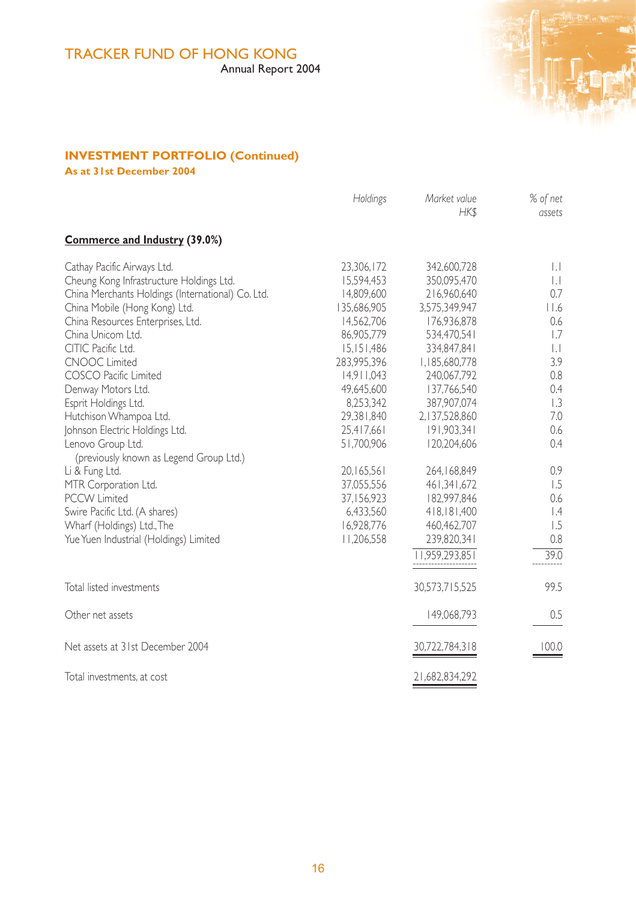# TRACKER FUND OF HONG KONG

Annual Report 2004

## INVESTMENT PORTFOLIO (Continued)

**As at 31st December 2004**

| | *Holdings* | *Market value HK$* | *% of net assets* |
|---|---|---|---|
| **Commerce and Industry (39.0%)** | | | |
| Cathay Pacific Airways Ltd. | 23,306,172 | 342,600,728 | 1.1 |
| Cheung Kong Infrastructure Holdings Ltd. | 15,594,453 | 350,095,470 | 1.1 |
| China Merchants Holdings (International) Co. Ltd. | 14,809,600 | 216,960,640 | 0.7 |
| China Mobile (Hong Kong) Ltd. | 135,686,905 | 3,575,349,947 | 11.6 |
| China Resources Enterprises, Ltd. | 14,562,706 | 176,936,878 | 0.6 |
| China Unicom Ltd. | 86,905,779 | 534,470,541 | 1.7 |
| CITIC Pacific Ltd. | 15,151,486 | 334,847,841 | 1.1 |
| CNOOC Limited | 283,995,396 | 1,185,680,778 | 3.9 |
| COSCO Pacific Limited | 14,911,043 | 240,067,792 | 0.8 |
| Denway Motors Ltd. | 49,645,600 | 137,766,540 | 0.4 |
| Esprit Holdings Ltd. | 8,253,342 | 387,907,074 | 1.3 |
| Hutchison Whampoa Ltd. | 29,381,840 | 2,137,528,860 | 7.0 |
| Johnson Electric Holdings Ltd. | 25,417,661 | 191,903,341 | 0.6 |
| Lenovo Group Ltd. (previously known as Legend Group Ltd.) | 51,700,906 | 120,204,606 | 0.4 |
| Li & Fung Ltd. | 20,165,561 | 264,168,849 | 0.9 |
| MTR Corporation Ltd. | 37,055,556 | 461,341,672 | 1.5 |
| PCCW Limited | 37,156,923 | 182,997,846 | 0.6 |
| Swire Pacific Ltd. (A shares) | 6,433,560 | 418,181,400 | 1.4 |
| Wharf (Holdings) Ltd., The | 16,928,776 | 460,462,707 | 1.5 |
| Yue Yuen Industrial (Holdings) Limited | 11,206,558 | 239,820,341 | 0.8 |
| | | 11,959,293,851 | 39.0 |
| Total listed investments | | 30,573,715,525 | 99.5 |
| Other net assets | | 149,068,793 | 0.5 |
| Net assets at 31st December 2004 | | 30,722,784,318 | 100.0 |
| Total investments, at cost | | 21,682,834,292 | |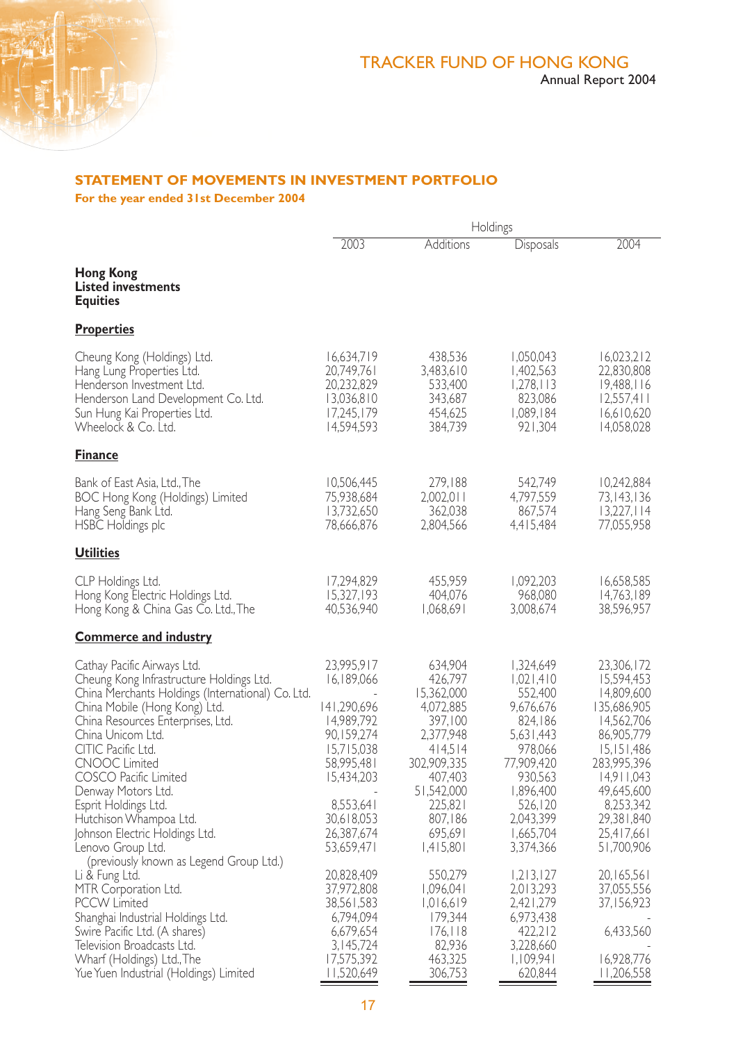## STATEMENT OF MOVEMENTS IN INVESTMENT PORTFOLIO

**For the year ended 31st December 2004**

| | Holdings | | | |
|---|---|---|---|---|
| | 2003 | Additions | Disposals | 2004 |
| **Hong Kong** | | | | |
| **Listed investments** | | | | |
| **Equities** | | | | |
| **Properties** | | | | |
| Cheung Kong (Holdings) Ltd. | 16,634,719 | 438,536 | 1,050,043 | 16,023,212 |
| Hang Lung Properties Ltd. | 20,749,761 | 3,483,610 | 1,402,563 | 22,830,808 |
| Henderson Investment Ltd. | 20,232,829 | 533,400 | 1,278,113 | 19,488,116 |
| Henderson Land Development Co. Ltd. | 13,036,810 | 343,687 | 823,086 | 12,557,411 |
| Sun Hung Kai Properties Ltd. | 17,245,179 | 454,625 | 1,089,184 | 16,610,620 |
| Wheelock & Co. Ltd. | 14,594,593 | 384,739 | 921,304 | 14,058,028 |
| **Finance** | | | | |
| Bank of East Asia, Ltd., The | 10,506,445 | 279,188 | 542,749 | 10,242,884 |
| BOC Hong Kong (Holdings) Limited | 75,938,684 | 2,002,011 | 4,797,559 | 73,143,136 |
| Hang Seng Bank Ltd. | 13,732,650 | 362,038 | 867,574 | 13,227,114 |
| HSBC Holdings plc | 78,666,876 | 2,804,566 | 4,415,484 | 77,055,958 |
| **Utilities** | | | | |
| CLP Holdings Ltd. | 17,294,829 | 455,959 | 1,092,203 | 16,658,585 |
| Hong Kong Electric Holdings Ltd. | 15,327,193 | 404,076 | 968,080 | 14,763,189 |
| Hong Kong & China Gas Co. Ltd., The | 40,536,940 | 1,068,691 | 3,008,674 | 38,596,957 |
| **Commerce and industry** | | | | |
| Cathay Pacific Airways Ltd. | 23,995,917 | 634,904 | 1,324,649 | 23,306,172 |
| Cheung Kong Infrastructure Holdings Ltd. | 16,189,066 | 426,797 | 1,021,410 | 15,594,453 |
| China Merchants Holdings (International) Co. Ltd. | - | 15,362,000 | 552,400 | 14,809,600 |
| China Mobile (Hong Kong) Ltd. | 141,290,696 | 4,072,885 | 9,676,676 | 135,686,905 |
| China Resources Enterprises, Ltd. | 14,989,792 | 397,100 | 824,186 | 14,562,706 |
| China Unicom Ltd. | 90,159,274 | 2,377,948 | 5,631,443 | 86,905,779 |
| CITIC Pacific Ltd. | 15,715,038 | 414,514 | 978,066 | 15,151,486 |
| CNOOC Limited | 58,995,481 | 302,909,335 | 77,909,420 | 283,995,396 |
| COSCO Pacific Limited | 15,434,203 | 407,403 | 930,563 | 14,911,043 |
| Denway Motors Ltd. | - | 51,542,000 | 1,896,400 | 49,645,600 |
| Esprit Holdings Ltd. | 8,553,641 | 225,821 | 526,120 | 8,253,342 |
| Hutchison Whampoa Ltd. | 30,618,053 | 807,186 | 2,043,399 | 29,381,840 |
| Johnson Electric Holdings Ltd. | 26,387,674 | 695,691 | 1,665,704 | 25,417,661 |
| Lenovo Group Ltd. (previously known as Legend Group Ltd.) | 53,659,471 | 1,415,801 | 3,374,366 | 51,700,906 |
| Li & Fung Ltd. | 20,828,409 | 550,279 | 1,213,127 | 20,165,561 |
| MTR Corporation Ltd. | 37,972,808 | 1,096,041 | 2,013,293 | 37,055,556 |
| PCCW Limited | 38,561,583 | 1,016,619 | 2,421,279 | 37,156,923 |
| Shanghai Industrial Holdings Ltd. | 6,794,094 | 179,344 | 6,973,438 | - |
| Swire Pacific Ltd. (A shares) | 6,679,654 | 176,118 | 422,212 | 6,433,560 |
| Television Broadcasts Ltd. | 3,145,724 | 82,936 | 3,228,660 | - |
| Wharf (Holdings) Ltd., The | 17,575,392 | 463,325 | 1,109,941 | 16,928,776 |
| Yue Yuen Industrial (Holdings) Limited | 11,520,649 | 306,753 | 620,844 | 11,206,558 |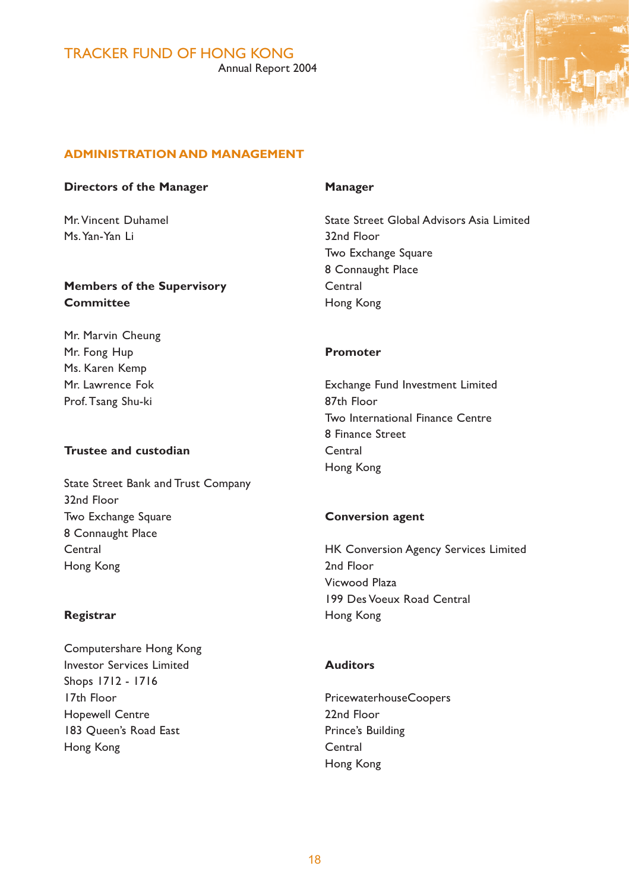## ADMINISTRATION AND MANAGEMENT

**Directors of the Manager**

Mr. Vincent Duhamel
Ms. Yan-Yan Li

**Members of the Supervisory Committee**

Mr. Marvin Cheung
Mr. Fong Hup
Ms. Karen Kemp
Mr. Lawrence Fok
Prof. Tsang Shu-ki

**Trustee and custodian**

State Street Bank and Trust Company
32nd Floor
Two Exchange Square
8 Connaught Place
Central
Hong Kong

**Registrar**

Computershare Hong Kong
Investor Services Limited
Shops 1712 - 1716
17th Floor
Hopewell Centre
183 Queen's Road East
Hong Kong

**Manager**

State Street Global Advisors Asia Limited
32nd Floor
Two Exchange Square
8 Connaught Place
Central
Hong Kong

**Promoter**

Exchange Fund Investment Limited
87th Floor
Two International Finance Centre
8 Finance Street
Central
Hong Kong

**Conversion agent**

HK Conversion Agency Services Limited
2nd Floor
Vicwood Plaza
199 Des Voeux Road Central
Hong Kong

**Auditors**

PricewaterhouseCoopers
22nd Floor
Prince's Building
Central
Hong Kong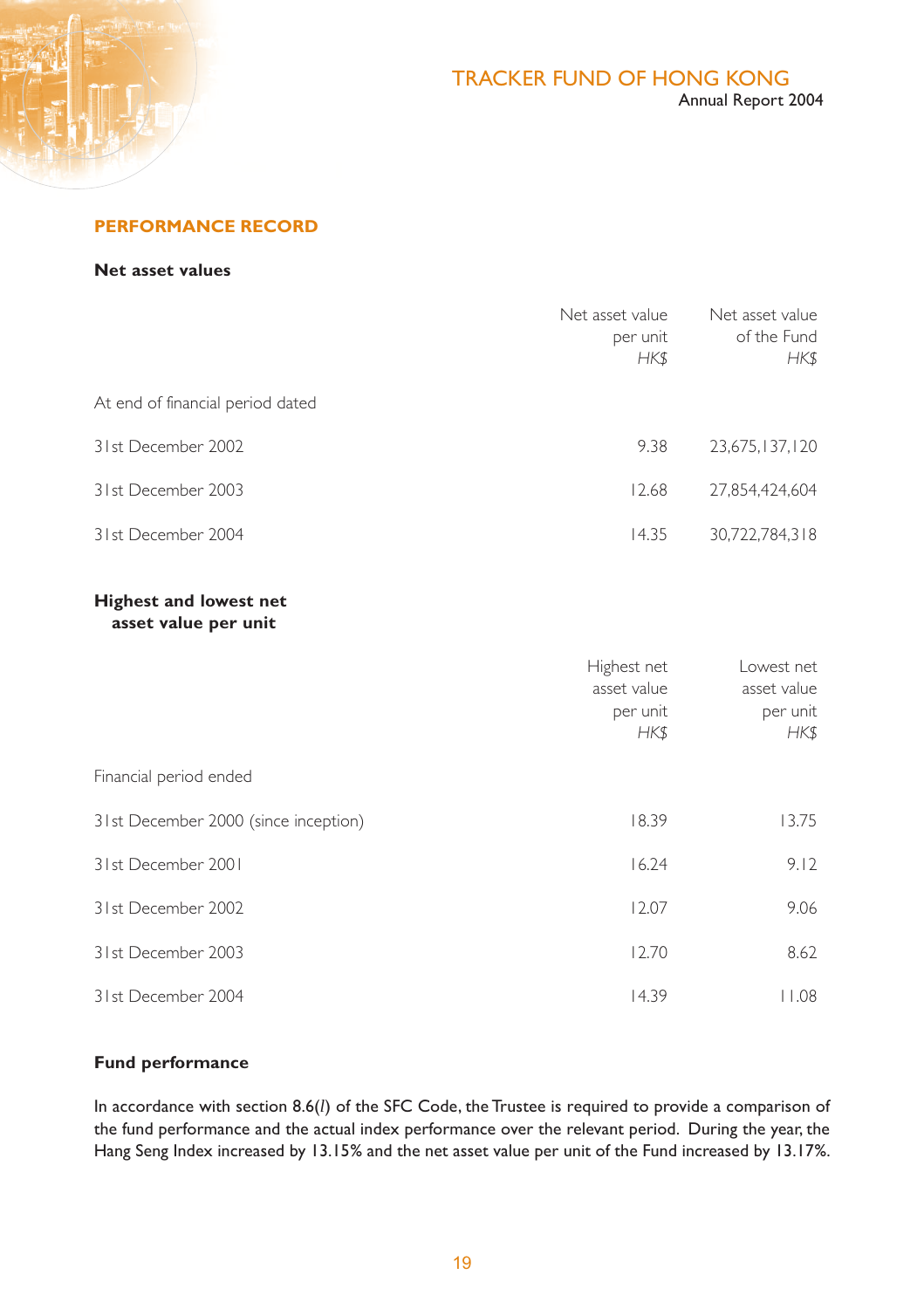## PERFORMANCE RECORD

### Net asset values

| | Net asset value per unit *HK$* | Net asset value of the Fund *HK$* |
|---|---|---|
| At end of financial period dated | | |
| 31st December 2002 | 9.38 | 23,675,137,120 |
| 31st December 2003 | 12.68 | 27,854,424,604 |
| 31st December 2004 | 14.35 | 30,722,784,318 |

### Highest and lowest net asset value per unit

| | Highest net asset value per unit *HK$* | Lowest net asset value per unit *HK$* |
|---|---|---|
| Financial period ended | | |
| 31st December 2000 (since inception) | 18.39 | 13.75 |
| 31st December 2001 | 16.24 | 9.12 |
| 31st December 2002 | 12.07 | 9.06 |
| 31st December 2003 | 12.70 | 8.62 |
| 31st December 2004 | 14.39 | 11.08 |

### Fund performance

In accordance with section 8.6(*l*) of the SFC Code, the Trustee is required to provide a comparison of the fund performance and the actual index performance over the relevant period. During the year, the Hang Seng Index increased by 13.15% and the net asset value per unit of the Fund increased by 13.17%.